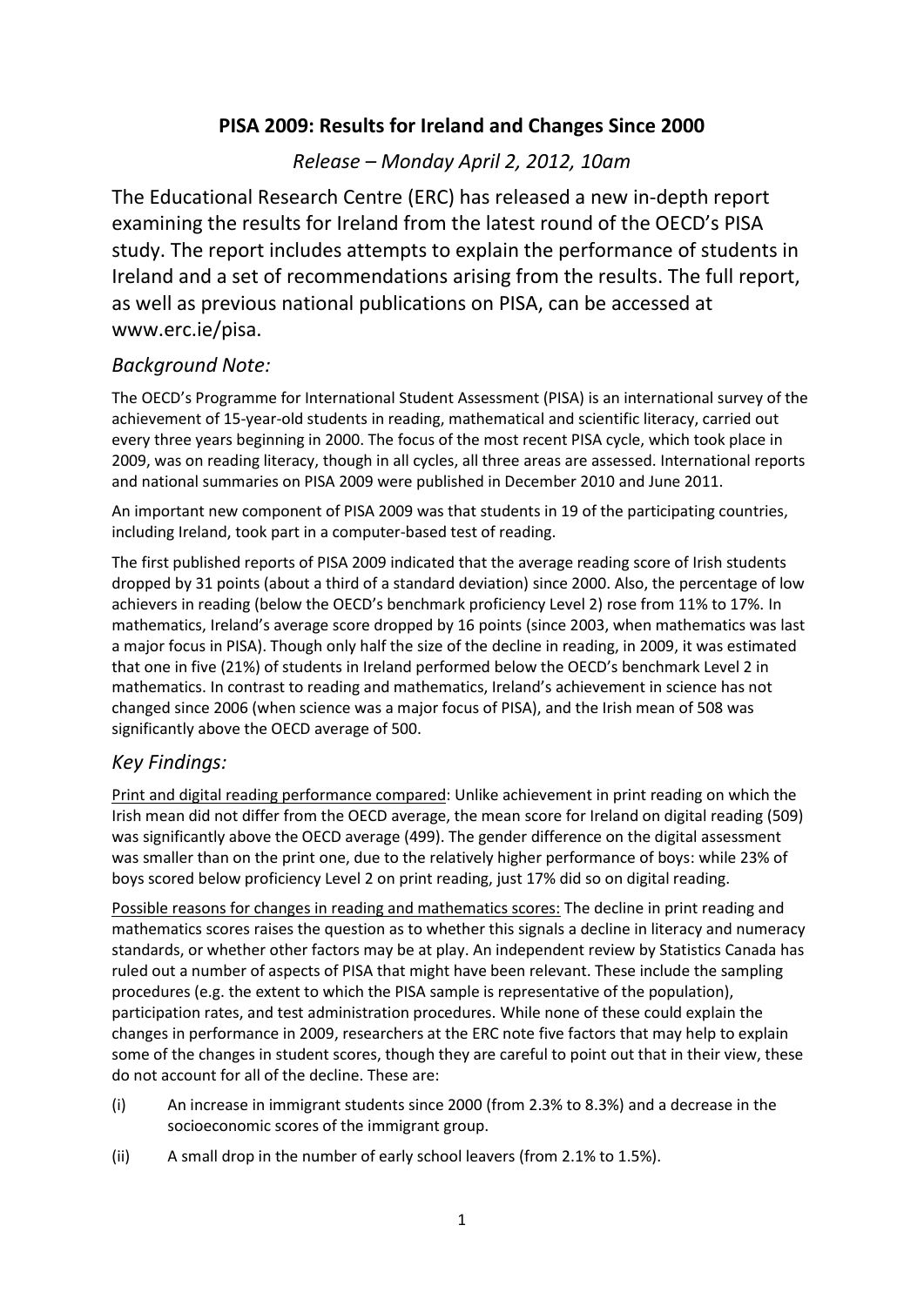# PISA 2009: Results for Ireland and Changes Since 2000

*Release – Monday April 2, 2012, 10am*

The Educational Research Centre (ERC) has released a new in-depth report examining the results for Ireland from the latest round of the OECD's PISA study. The report includes attempts to explain the performance of students in Ireland and a set of recommendations arising from the results. The full report, as well as previous national publications on PISA, can be accessed at www.erc.ie/pisa.

## *Background Note:*

The OECD's Programme for International Student Assessment (PISA) is an international survey of the achievement of 15-year-old students in reading, mathematical and scientific literacy, carried out every three years beginning in 2000. The focus of the most recent PISA cycle, which took place in 2009, was on reading literacy, though in all cycles, all three areas are assessed. International reports and national summaries on PISA 2009 were published in December 2010 and June 2011.

An important new component of PISA 2009 was that students in 19 of the participating countries, including Ireland, took part in a computer-based test of reading.

The first published reports of PISA 2009 indicated that the average reading score of Irish students dropped by 31 points (about a third of a standard deviation) since 2000. Also, the percentage of low achievers in reading (below the OECD's benchmark proficiency Level 2) rose from 11% to 17%. In mathematics, Ireland's average score dropped by 16 points (since 2003, when mathematics was last a major focus in PISA). Though only half the size of the decline in reading, in 2009, it was estimated that one in five (21%) of students in Ireland performed below the OECD's benchmark Level 2 in mathematics. In contrast to reading and mathematics, Ireland's achievement in science has not changed since 2006 (when science was a major focus of PISA), and the Irish mean of 508 was significantly above the OECD average of 500.

## *Key Findings:*

<u>Print and digital reading performance compared</u>: Unlike achievement in print reading on which the Irish mean did not differ from the OECD average, the mean score for Ireland on digital reading (509) was significantly above the OECD average (499). The gender difference on the digital assessment was smaller than on the print one, due to the relatively higher performance of boys: while 23% of boys scored below proficiency Level 2 on print reading, just 17% did so on digital reading.

<u>Possible reasons for changes in reading and mathematics scores:</u> The decline in print reading and mathematics scores raises the question as to whether this signals a decline in literacy and numeracy standards, or whether other factors may be at play. An independent review by Statistics Canada has ruled out a number of aspects of PISA that might have been relevant. These include the sampling procedures (e.g. the extent to which the PISA sample is representative of the population), participation rates, and test administration procedures. While none of these could explain the changes in performance in 2009, researchers at the ERC note five factors that may help to explain some of the changes in student scores, though they are careful to point out that in their view, these do not account for all of the decline. These are:

(i) An increase in immigrant students since 2000 (from 2.3% to 8.3%) and a decrease in the socioeconomic scores of the immigrant group.

(ii) A small drop in the number of early school leavers (from 2.1% to 1.5%).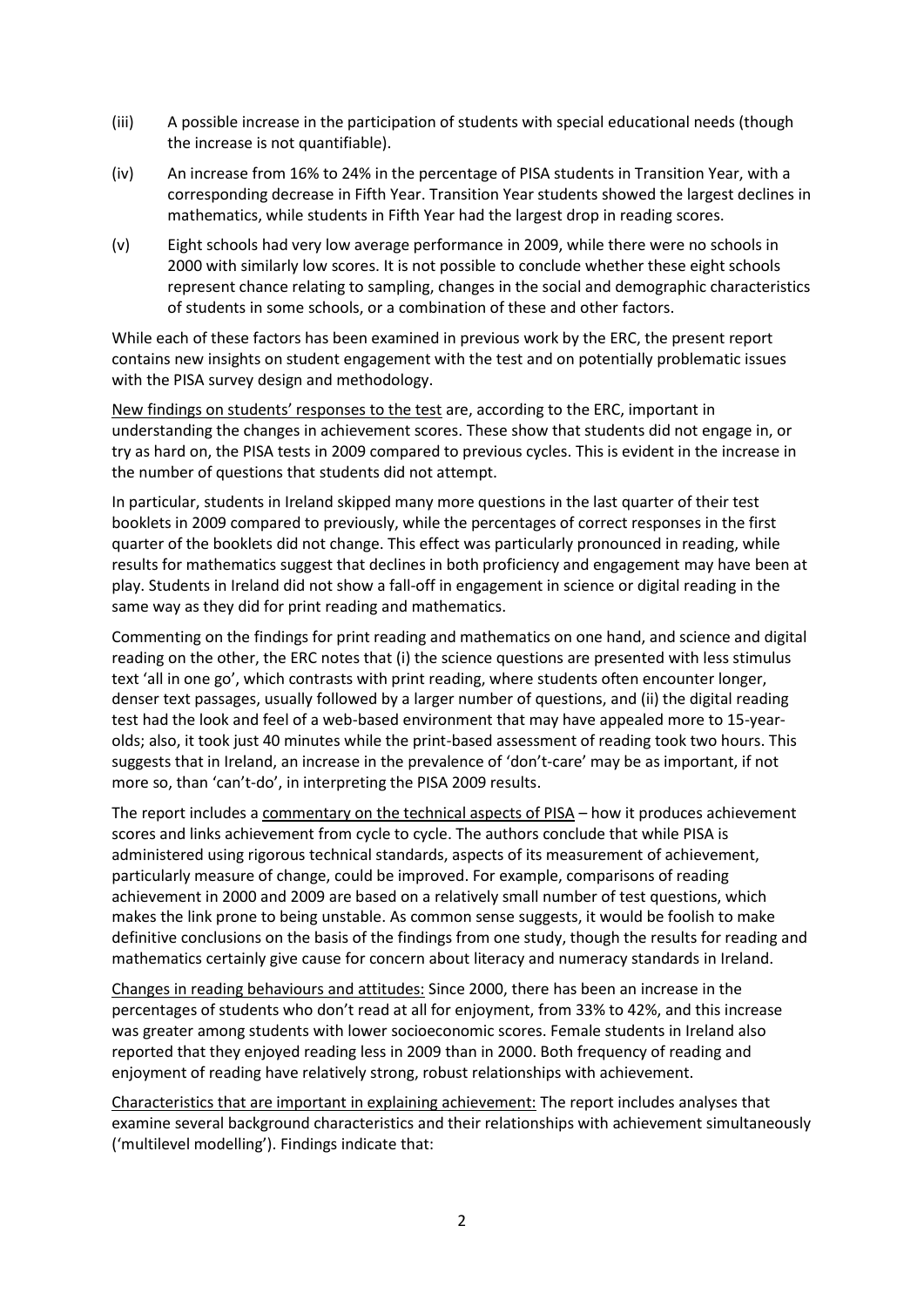(iii) A possible increase in the participation of students with special educational needs (though the increase is not quantifiable).

(iv) An increase from 16% to 24% in the percentage of PISA students in Transition Year, with a corresponding decrease in Fifth Year. Transition Year students showed the largest declines in mathematics, while students in Fifth Year had the largest drop in reading scores.

(v) Eight schools had very low average performance in 2009, while there were no schools in 2000 with similarly low scores. It is not possible to conclude whether these eight schools represent chance relating to sampling, changes in the social and demographic characteristics of students in some schools, or a combination of these and other factors.

While each of these factors has been examined in previous work by the ERC, the present report contains new insights on student engagement with the test and on potentially problematic issues with the PISA survey design and methodology.

<u>New findings on students' responses to the test</u> are, according to the ERC, important in understanding the changes in achievement scores. These show that students did not engage in, or try as hard on, the PISA tests in 2009 compared to previous cycles. This is evident in the increase in the number of questions that students did not attempt.

In particular, students in Ireland skipped many more questions in the last quarter of their test booklets in 2009 compared to previously, while the percentages of correct responses in the first quarter of the booklets did not change. This effect was particularly pronounced in reading, while results for mathematics suggest that declines in both proficiency and engagement may have been at play. Students in Ireland did not show a fall-off in engagement in science or digital reading in the same way as they did for print reading and mathematics.

Commenting on the findings for print reading and mathematics on one hand, and science and digital reading on the other, the ERC notes that (i) the science questions are presented with less stimulus text 'all in one go', which contrasts with print reading, where students often encounter longer, denser text passages, usually followed by a larger number of questions, and (ii) the digital reading test had the look and feel of a web-based environment that may have appealed more to 15-year-olds; also, it took just 40 minutes while the print-based assessment of reading took two hours. This suggests that in Ireland, an increase in the prevalence of 'don't-care' may be as important, if not more so, than 'can't-do', in interpreting the PISA 2009 results.

The report includes a <u>commentary on the technical aspects of PISA</u> – how it produces achievement scores and links achievement from cycle to cycle. The authors conclude that while PISA is administered using rigorous technical standards, aspects of its measurement of achievement, particularly measure of change, could be improved. For example, comparisons of reading achievement in 2000 and 2009 are based on a relatively small number of test questions, which makes the link prone to being unstable. As common sense suggests, it would be foolish to make definitive conclusions on the basis of the findings from one study, though the results for reading and mathematics certainly give cause for concern about literacy and numeracy standards in Ireland.

<u>Changes in reading behaviours and attitudes:</u> Since 2000, there has been an increase in the percentages of students who don't read at all for enjoyment, from 33% to 42%, and this increase was greater among students with lower socioeconomic scores. Female students in Ireland also reported that they enjoyed reading less in 2009 than in 2000. Both frequency of reading and enjoyment of reading have relatively strong, robust relationships with achievement.

<u>Characteristics that are important in explaining achievement:</u> The report includes analyses that examine several background characteristics and their relationships with achievement simultaneously ('multilevel modelling'). Findings indicate that: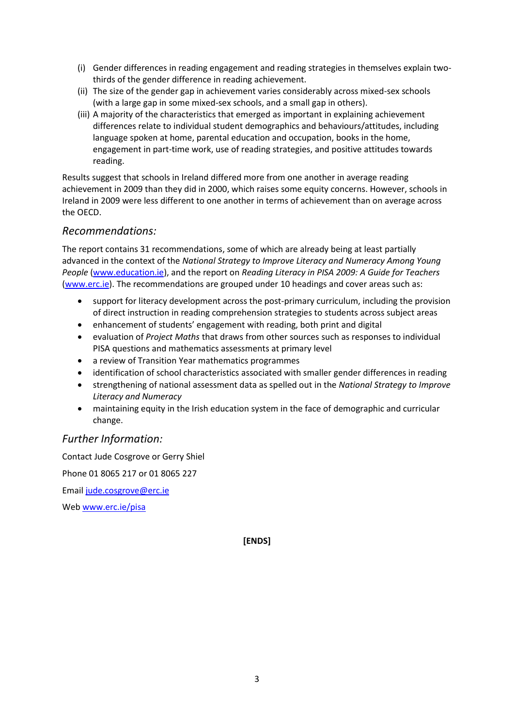(i) Gender differences in reading engagement and reading strategies in themselves explain two-thirds of the gender difference in reading achievement.
(ii) The size of the gender gap in achievement varies considerably across mixed-sex schools (with a large gap in some mixed-sex schools, and a small gap in others).
(iii) A majority of the characteristics that emerged as important in explaining achievement differences relate to individual student demographics and behaviours/attitudes, including language spoken at home, parental education and occupation, books in the home, engagement in part-time work, use of reading strategies, and positive attitudes towards reading.

Results suggest that schools in Ireland differed more from one another in average reading achievement in 2009 than they did in 2000, which raises some equity concerns. However, schools in Ireland in 2009 were less different to one another in terms of achievement than on average across the OECD.

## *Recommendations:*

The report contains 31 recommendations, some of which are already being at least partially advanced in the context of the *National Strategy to Improve Literacy and Numeracy Among Young People* (www.education.ie), and the report on *Reading Literacy in PISA 2009: A Guide for Teachers* (www.erc.ie). The recommendations are grouped under 10 headings and cover areas such as:

- support for literacy development across the post-primary curriculum, including the provision of direct instruction in reading comprehension strategies to students across subject areas
- enhancement of students' engagement with reading, both print and digital
- evaluation of *Project Maths* that draws from other sources such as responses to individual PISA questions and mathematics assessments at primary level
- a review of Transition Year mathematics programmes
- identification of school characteristics associated with smaller gender differences in reading
- strengthening of national assessment data as spelled out in the *National Strategy to Improve Literacy and Numeracy*
- maintaining equity in the Irish education system in the face of demographic and curricular change.

## *Further Information:*

Contact Jude Cosgrove or Gerry Shiel

Phone 01 8065 217 or 01 8065 227

Email jude.cosgrove@erc.ie

Web www.erc.ie/pisa

**[ENDS]**